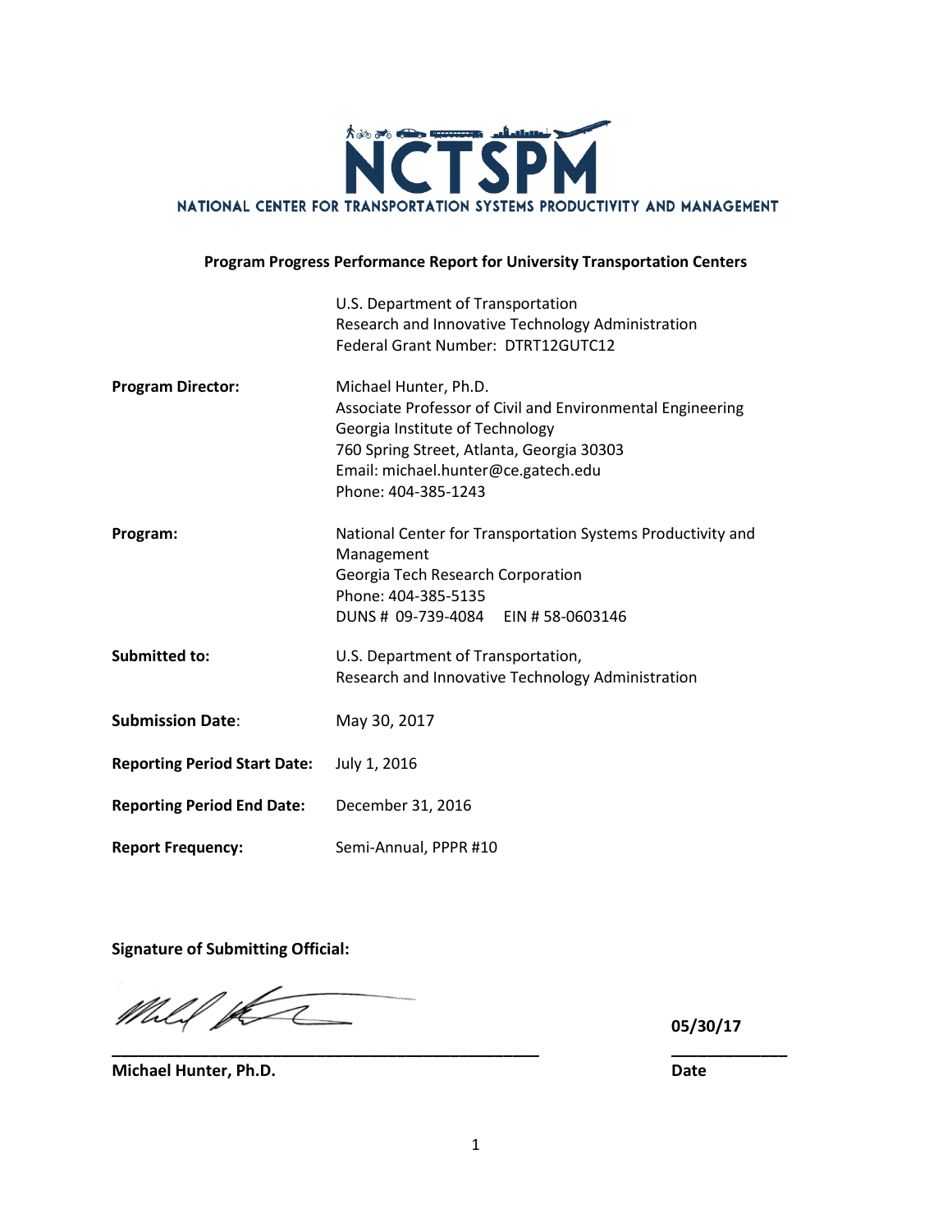# NCTSPM

NATIONAL CENTER FOR TRANSPORTATION SYSTEMS PRODUCTIVITY AND MANAGEMENT

**Program Progress Performance Report for University Transportation Centers**

| | |
|---|---|
| | U.S. Department of Transportation<br>Research and Innovative Technology Administration<br>Federal Grant Number: DTRT12GUTC12 |
| **Program Director:** | Michael Hunter, Ph.D.<br>Associate Professor of Civil and Environmental Engineering<br>Georgia Institute of Technology<br>760 Spring Street, Atlanta, Georgia 30303<br>Email: michael.hunter@ce.gatech.edu<br>Phone: 404-385-1243 |
| **Program:** | National Center for Transportation Systems Productivity and Management<br>Georgia Tech Research Corporation<br>Phone: 404-385-5135<br>DUNS # 09-739-4084 EIN # 58-0603146 |
| **Submitted to:** | U.S. Department of Transportation,<br>Research and Innovative Technology Administration |
| **Submission Date**: | May 30, 2017 |
| **Reporting Period Start Date:** | July 1, 2016 |
| **Reporting Period End Date:** | December 31, 2016 |
| **Report Frequency:** | Semi-Annual, PPPR #10 |

**Signature of Submitting Official:**

______________________________ **05/30/17**

**Michael Hunter, Ph.D.** **Date**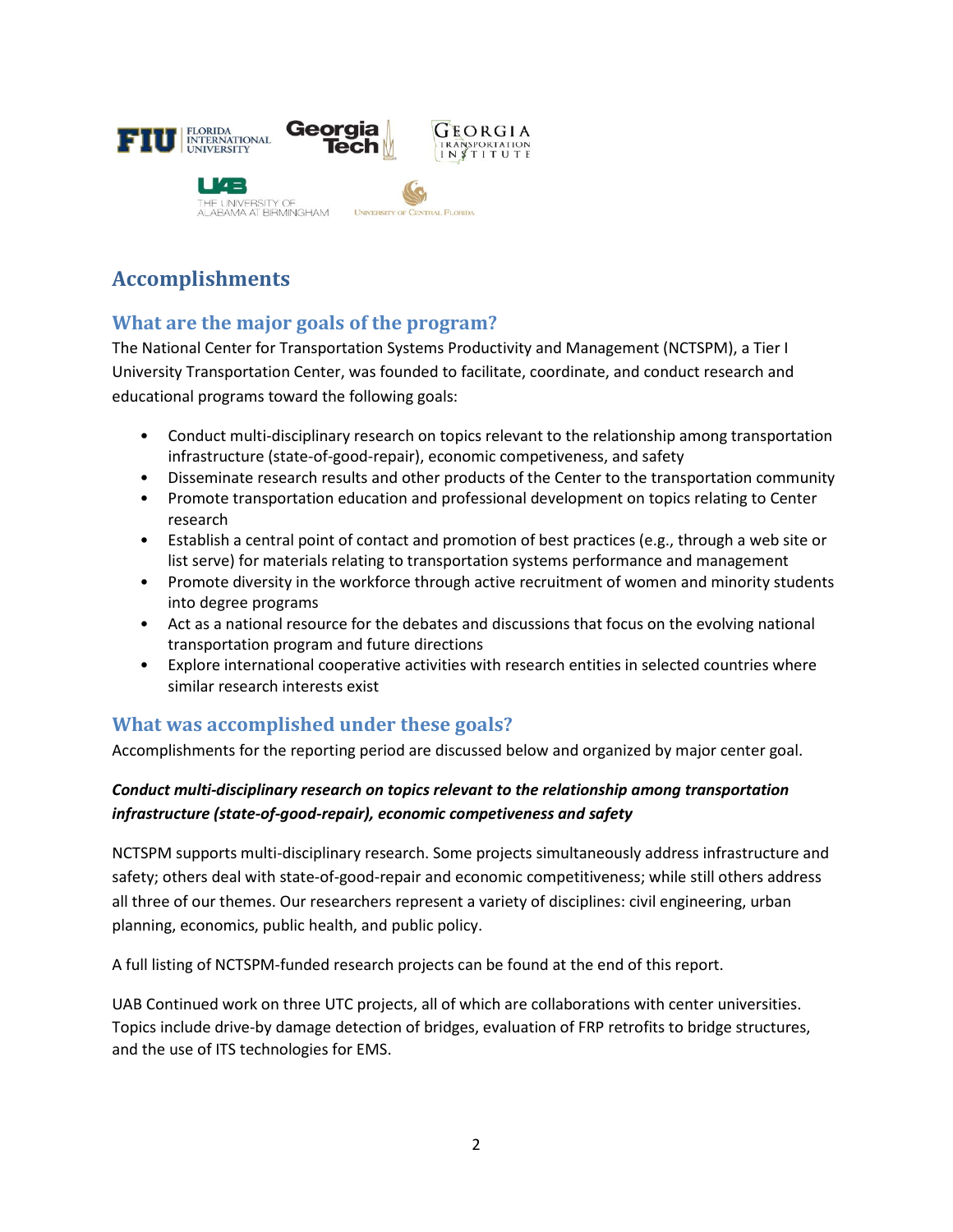## Accomplishments

### What are the major goals of the program?

The National Center for Transportation Systems Productivity and Management (NCTSPM), a Tier I University Transportation Center, was founded to facilitate, coordinate, and conduct research and educational programs toward the following goals:

- Conduct multi-disciplinary research on topics relevant to the relationship among transportation infrastructure (state-of-good-repair), economic competeness, and safety
- Disseminate research results and other products of the Center to the transportation community
- Promote transportation education and professional development on topics relating to Center research
- Establish a central point of contact and promotion of best practices (e.g., through a web site or list serve) for materials relating to transportation systems performance and management
- Promote diversity in the workforce through active recruitment of women and minority students into degree programs
- Act as a national resource for the debates and discussions that focus on the evolving national transportation program and future directions
- Explore international cooperative activities with research entities in selected countries where similar research interests exist

### What was accomplished under these goals?

Accomplishments for the reporting period are discussed below and organized by major center goal.

***Conduct multi-disciplinary research on topics relevant to the relationship among transportation infrastructure (state-of-good-repair), economic competeveness and safety***

NCTSPM supports multi-disciplinary research. Some projects simultaneously address infrastructure and safety; others deal with state-of-good-repair and economic competitiveness; while still others address all three of our themes. Our researchers represent a variety of disciplines: civil engineering, urban planning, economics, public health, and public policy.

A full listing of NCTSPM-funded research projects can be found at the end of this report.

UAB Continued work on three UTC projects, all of which are collaborations with center universities. Topics include drive-by damage detection of bridges, evaluation of FRP retrofits to bridge structures, and the use of ITS technologies for EMS.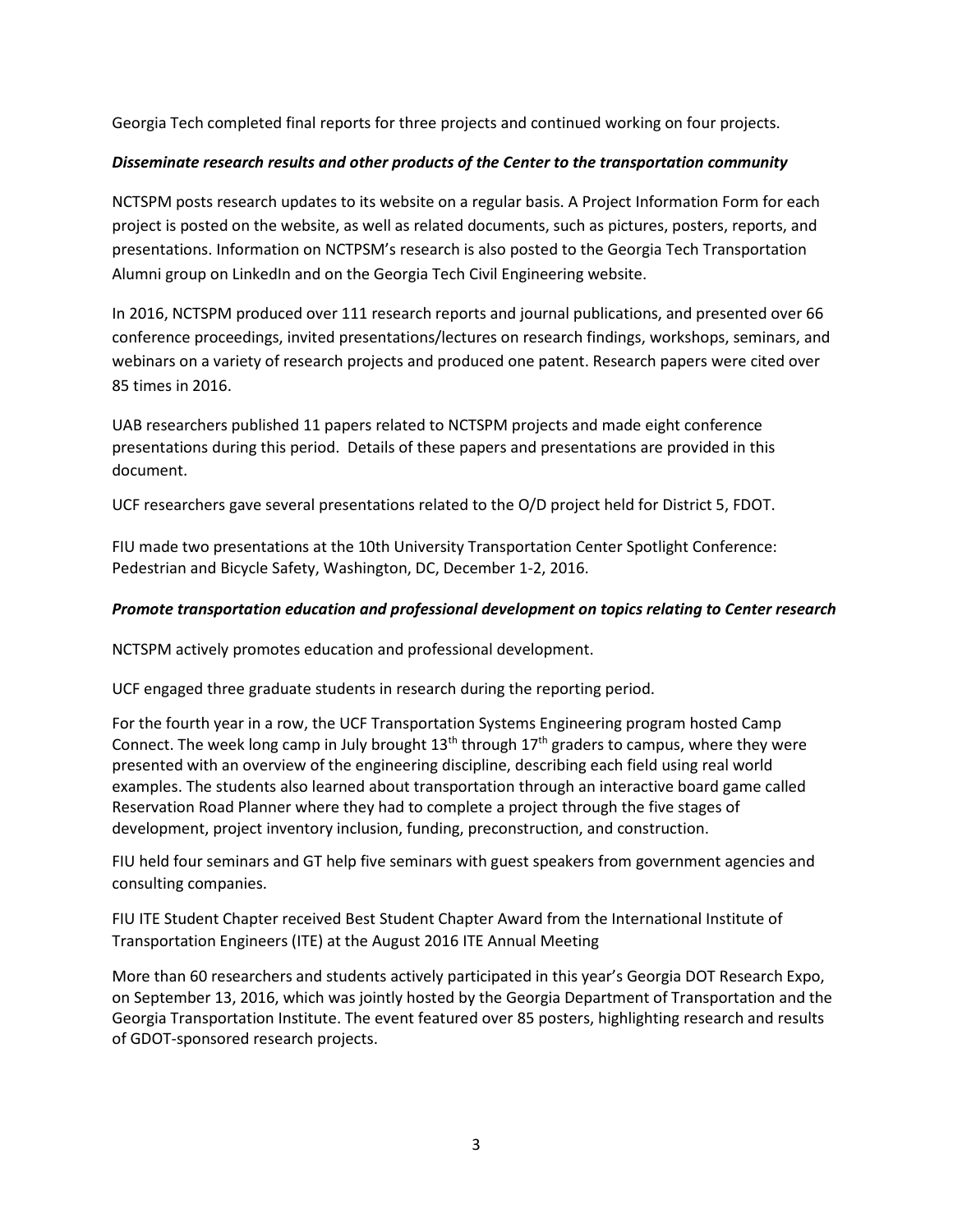Georgia Tech completed final reports for three projects and continued working on four projects.

***Disseminate research results and other products of the Center to the transportation community***

NCTSPM posts research updates to its website on a regular basis. A Project Information Form for each project is posted on the website, as well as related documents, such as pictures, posters, reports, and presentations. Information on NCTPSM's research is also posted to the Georgia Tech Transportation Alumni group on LinkedIn and on the Georgia Tech Civil Engineering website.

In 2016, NCTSPM produced over 111 research reports and journal publications, and presented over 66 conference proceedings, invited presentations/lectures on research findings, workshops, seminars, and webinars on a variety of research projects and produced one patent. Research papers were cited over 85 times in 2016.

UAB researchers published 11 papers related to NCTSPM projects and made eight conference presentations during this period. Details of these papers and presentations are provided in this document.

UCF researchers gave several presentations related to the O/D project held for District 5, FDOT.

FIU made two presentations at the 10th University Transportation Center Spotlight Conference: Pedestrian and Bicycle Safety, Washington, DC, December 1-2, 2016.

***Promote transportation education and professional development on topics relating to Center research***

NCTSPM actively promotes education and professional development.

UCF engaged three graduate students in research during the reporting period.

For the fourth year in a row, the UCF Transportation Systems Engineering program hosted Camp Connect. The week long camp in July brought 13th through 17th graders to campus, where they were presented with an overview of the engineering discipline, describing each field using real world examples. The students also learned about transportation through an interactive board game called Reservation Road Planner where they had to complete a project through the five stages of development, project inventory inclusion, funding, preconstruction, and construction.

FIU held four seminars and GT help five seminars with guest speakers from government agencies and consulting companies.

FIU ITE Student Chapter received Best Student Chapter Award from the International Institute of Transportation Engineers (ITE) at the August 2016 ITE Annual Meeting

More than 60 researchers and students actively participated in this year's Georgia DOT Research Expo, on September 13, 2016, which was jointly hosted by the Georgia Department of Transportation and the Georgia Transportation Institute. The event featured over 85 posters, highlighting research and results of GDOT-sponsored research projects.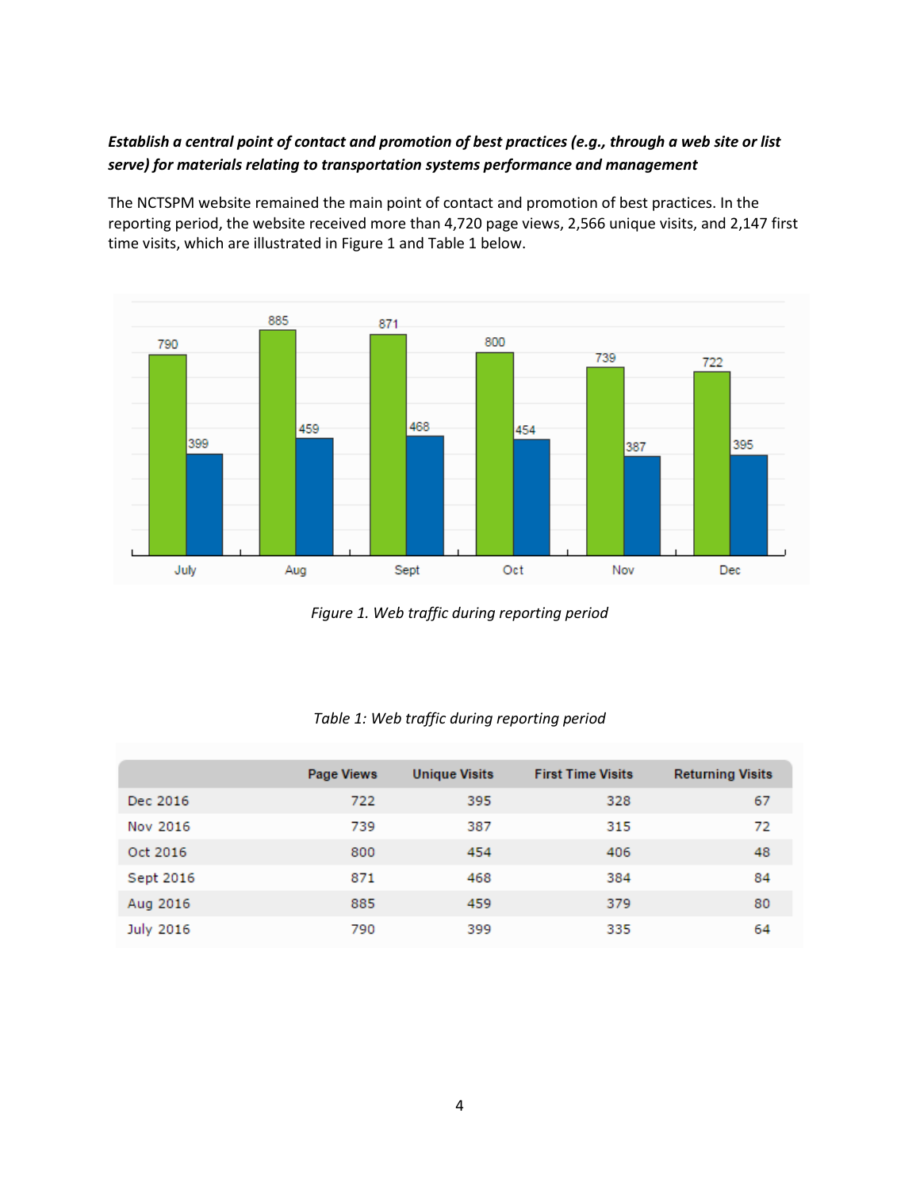***Establish a central point of contact and promotion of best practices (e.g., through a web site or list serve) for materials relating to transportation systems performance and management***

The NCTSPM website remained the main point of contact and promotion of best practices. In the reporting period, the website received more than 4,720 page views, 2,566 unique visits, and 2,147 first time visits, which are illustrated in Figure 1 and Table 1 below.

*Figure 1. Web traffic during reporting period*

*Table 1: Web traffic during reporting period*

| | Page Views | Unique Visits | First Time Visits | Returning Visits |
|---|---|---|---|---|
| Dec 2016 | 722 | 395 | 328 | 67 |
| Nov 2016 | 739 | 387 | 315 | 72 |
| Oct 2016 | 800 | 454 | 406 | 48 |
| Sept 2016 | 871 | 468 | 384 | 84 |
| Aug 2016 | 885 | 459 | 379 | 80 |
| July 2016 | 790 | 399 | 335 | 64 |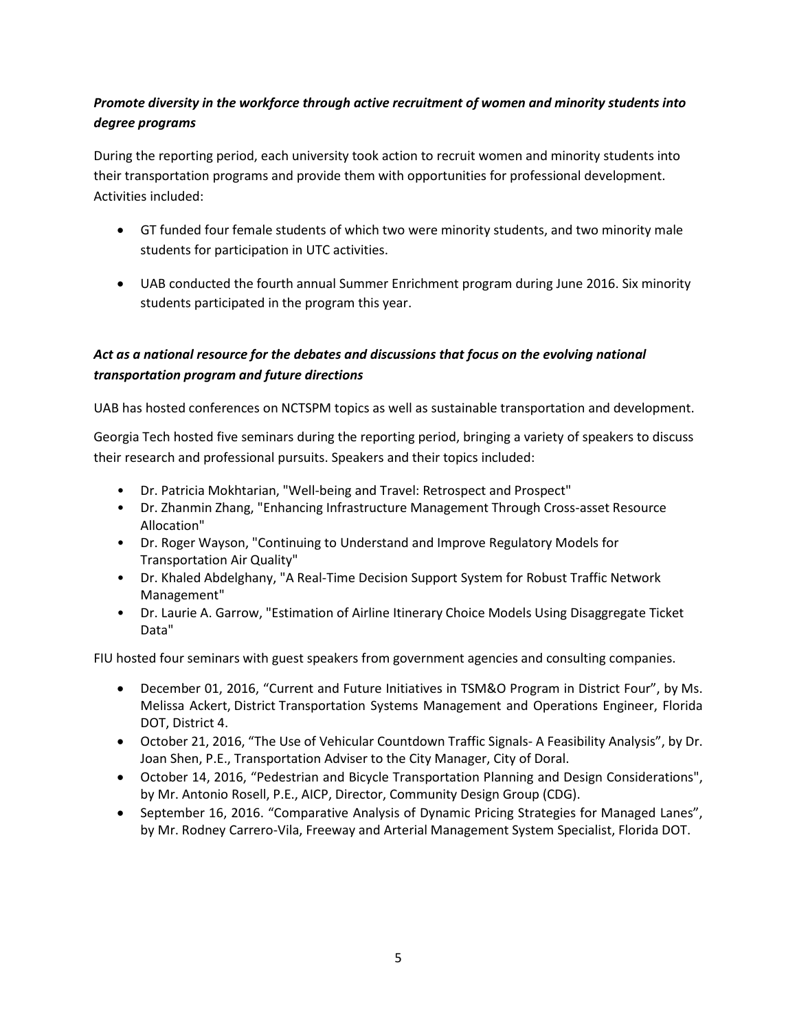***Promote diversity in the workforce through active recruitment of women and minority students into degree programs***

During the reporting period, each university took action to recruit women and minority students into their transportation programs and provide them with opportunities for professional development. Activities included:

- GT funded four female students of which two were minority students, and two minority male students for participation in UTC activities.
- UAB conducted the fourth annual Summer Enrichment program during June 2016. Six minority students participated in the program this year.

***Act as a national resource for the debates and discussions that focus on the evolving national transportation program and future directions***

UAB has hosted conferences on NCTSPM topics as well as sustainable transportation and development.

Georgia Tech hosted five seminars during the reporting period, bringing a variety of speakers to discuss their research and professional pursuits. Speakers and their topics included:

- Dr. Patricia Mokhtarian, "Well-being and Travel: Retrospect and Prospect"
- Dr. Zhanmin Zhang, "Enhancing Infrastructure Management Through Cross-asset Resource Allocation"
- Dr. Roger Wayson, "Continuing to Understand and Improve Regulatory Models for Transportation Air Quality"
- Dr. Khaled Abdelghany, "A Real-Time Decision Support System for Robust Traffic Network Management"
- Dr. Laurie A. Garrow, "Estimation of Airline Itinerary Choice Models Using Disaggregate Ticket Data"

FIU hosted four seminars with guest speakers from government agencies and consulting companies.

- December 01, 2016, "Current and Future Initiatives in TSM&O Program in District Four", by Ms. Melissa Ackert, District Transportation Systems Management and Operations Engineer, Florida DOT, District 4.
- October 21, 2016, "The Use of Vehicular Countdown Traffic Signals- A Feasibility Analysis", by Dr. Joan Shen, P.E., Transportation Adviser to the City Manager, City of Doral.
- October 14, 2016, "Pedestrian and Bicycle Transportation Planning and Design Considerations", by Mr. Antonio Rosell, P.E., AICP, Director, Community Design Group (CDG).
- September 16, 2016. "Comparative Analysis of Dynamic Pricing Strategies for Managed Lanes", by Mr. Rodney Carrero-Vila, Freeway and Arterial Management System Specialist, Florida DOT.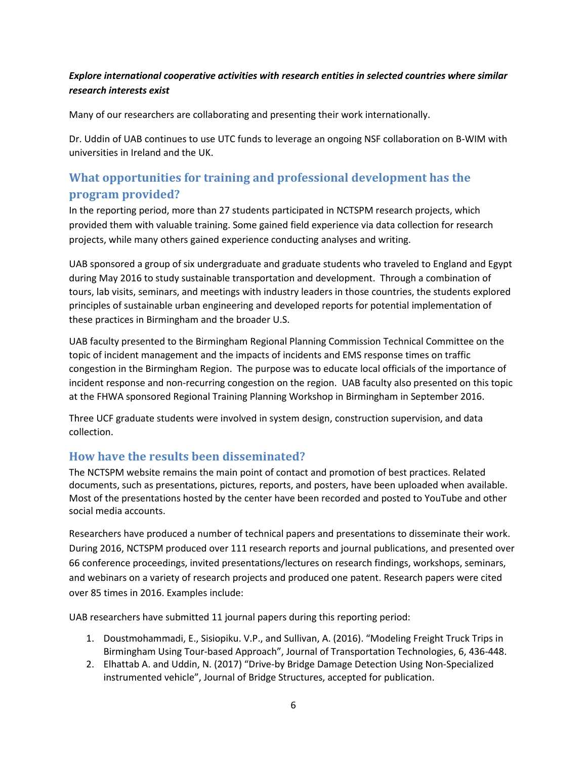***Explore international cooperative activities with research entities in selected countries where similar research interests exist***

Many of our researchers are collaborating and presenting their work internationally.

Dr. Uddin of UAB continues to use UTC funds to leverage an ongoing NSF collaboration on B-WIM with universities in Ireland and the UK.

## What opportunities for training and professional development has the program provided?

In the reporting period, more than 27 students participated in NCTSPM research projects, which provided them with valuable training. Some gained field experience via data collection for research projects, while many others gained experience conducting analyses and writing.

UAB sponsored a group of six undergraduate and graduate students who traveled to England and Egypt during May 2016 to study sustainable transportation and development. Through a combination of tours, lab visits, seminars, and meetings with industry leaders in those countries, the students explored principles of sustainable urban engineering and developed reports for potential implementation of these practices in Birmingham and the broader U.S.

UAB faculty presented to the Birmingham Regional Planning Commission Technical Committee on the topic of incident management and the impacts of incidents and EMS response times on traffic congestion in the Birmingham Region. The purpose was to educate local officials of the importance of incident response and non-recurring congestion on the region. UAB faculty also presented on this topic at the FHWA sponsored Regional Training Planning Workshop in Birmingham in September 2016.

Three UCF graduate students were involved in system design, construction supervision, and data collection.

## How have the results been disseminated?

The NCTSPM website remains the main point of contact and promotion of best practices. Related documents, such as presentations, pictures, reports, and posters, have been uploaded when available. Most of the presentations hosted by the center have been recorded and posted to YouTube and other social media accounts.

Researchers have produced a number of technical papers and presentations to disseminate their work. During 2016, NCTSPM produced over 111 research reports and journal publications, and presented over 66 conference proceedings, invited presentations/lectures on research findings, workshops, seminars, and webinars on a variety of research projects and produced one patent. Research papers were cited over 85 times in 2016. Examples include:

UAB researchers have submitted 11 journal papers during this reporting period:

1. Doustmohammadi, E., Sisiopiku. V.P., and Sullivan, A. (2016). "Modeling Freight Truck Trips in Birmingham Using Tour-based Approach", Journal of Transportation Technologies, 6, 436-448.
2. Elhattab A. and Uddin, N. (2017) "Drive-by Bridge Damage Detection Using Non-Specialized instrumented vehicle", Journal of Bridge Structures, accepted for publication.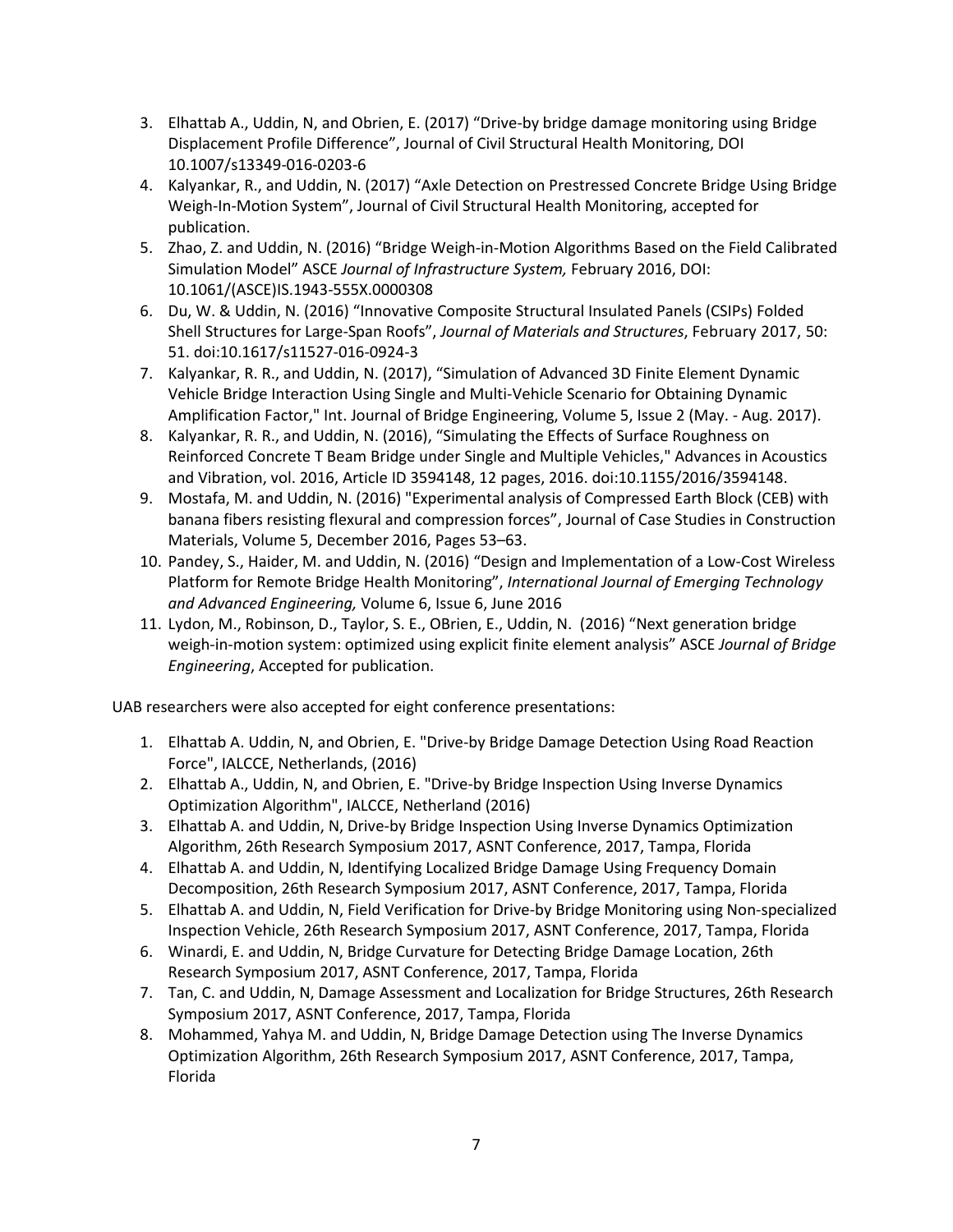3. Elhattab A., Uddin, N, and Obrien, E. (2017) "Drive-by bridge damage monitoring using Bridge Displacement Profile Difference", Journal of Civil Structural Health Monitoring, DOI 10.1007/s13349-016-0203-6
4. Kalyankar, R., and Uddin, N. (2017) "Axle Detection on Prestressed Concrete Bridge Using Bridge Weigh-In-Motion System", Journal of Civil Structural Health Monitoring, accepted for publication.
5. Zhao, Z. and Uddin, N. (2016) "Bridge Weigh-in-Motion Algorithms Based on the Field Calibrated Simulation Model" ASCE *Journal of Infrastructure System,* February 2016, DOI: 10.1061/(ASCE)IS.1943-555X.0000308
6. Du, W. & Uddin, N. (2016) "Innovative Composite Structural Insulated Panels (CSIPs) Folded Shell Structures for Large-Span Roofs", *Journal of Materials and Structures*, February 2017, 50: 51. doi:10.1617/s11527-016-0924-3
7. Kalyankar, R. R., and Uddin, N. (2017), "Simulation of Advanced 3D Finite Element Dynamic Vehicle Bridge Interaction Using Single and Multi-Vehicle Scenario for Obtaining Dynamic Amplification Factor," Int. Journal of Bridge Engineering, Volume 5, Issue 2 (May. - Aug. 2017).
8. Kalyankar, R. R., and Uddin, N. (2016), "Simulating the Effects of Surface Roughness on Reinforced Concrete T Beam Bridge under Single and Multiple Vehicles," Advances in Acoustics and Vibration, vol. 2016, Article ID 3594148, 12 pages, 2016. doi:10.1155/2016/3594148.
9. Mostafa, M. and Uddin, N. (2016) "Experimental analysis of Compressed Earth Block (CEB) with banana fibers resisting flexural and compression forces", Journal of Case Studies in Construction Materials, Volume 5, December 2016, Pages 53–63.
10. Pandey, S., Haider, M. and Uddin, N. (2016) "Design and Implementation of a Low-Cost Wireless Platform for Remote Bridge Health Monitoring", *International Journal of Emerging Technology and Advanced Engineering,* Volume 6, Issue 6, June 2016
11. Lydon, M., Robinson, D., Taylor, S. E., OBrien, E., Uddin, N. (2016) "Next generation bridge weigh-in-motion system: optimized using explicit finite element analysis" ASCE *Journal of Bridge Engineering*, Accepted for publication.

UAB researchers were also accepted for eight conference presentations:

1. Elhattab A. Uddin, N, and Obrien, E. "Drive-by Bridge Damage Detection Using Road Reaction Force", IALCCE, Netherlands, (2016)
2. Elhattab A., Uddin, N, and Obrien, E. "Drive-by Bridge Inspection Using Inverse Dynamics Optimization Algorithm", IALCCE, Netherland (2016)
3. Elhattab A. and Uddin, N, Drive-by Bridge Inspection Using Inverse Dynamics Optimization Algorithm, 26th Research Symposium 2017, ASNT Conference, 2017, Tampa, Florida
4. Elhattab A. and Uddin, N, Identifying Localized Bridge Damage Using Frequency Domain Decomposition, 26th Research Symposium 2017, ASNT Conference, 2017, Tampa, Florida
5. Elhattab A. and Uddin, N, Field Verification for Drive-by Bridge Monitoring using Non-specialized Inspection Vehicle, 26th Research Symposium 2017, ASNT Conference, 2017, Tampa, Florida
6. Winardi, E. and Uddin, N, Bridge Curvature for Detecting Bridge Damage Location, 26th Research Symposium 2017, ASNT Conference, 2017, Tampa, Florida
7. Tan, C. and Uddin, N, Damage Assessment and Localization for Bridge Structures, 26th Research Symposium 2017, ASNT Conference, 2017, Tampa, Florida
8. Mohammed, Yahya M. and Uddin, N, Bridge Damage Detection using The Inverse Dynamics Optimization Algorithm, 26th Research Symposium 2017, ASNT Conference, 2017, Tampa, Florida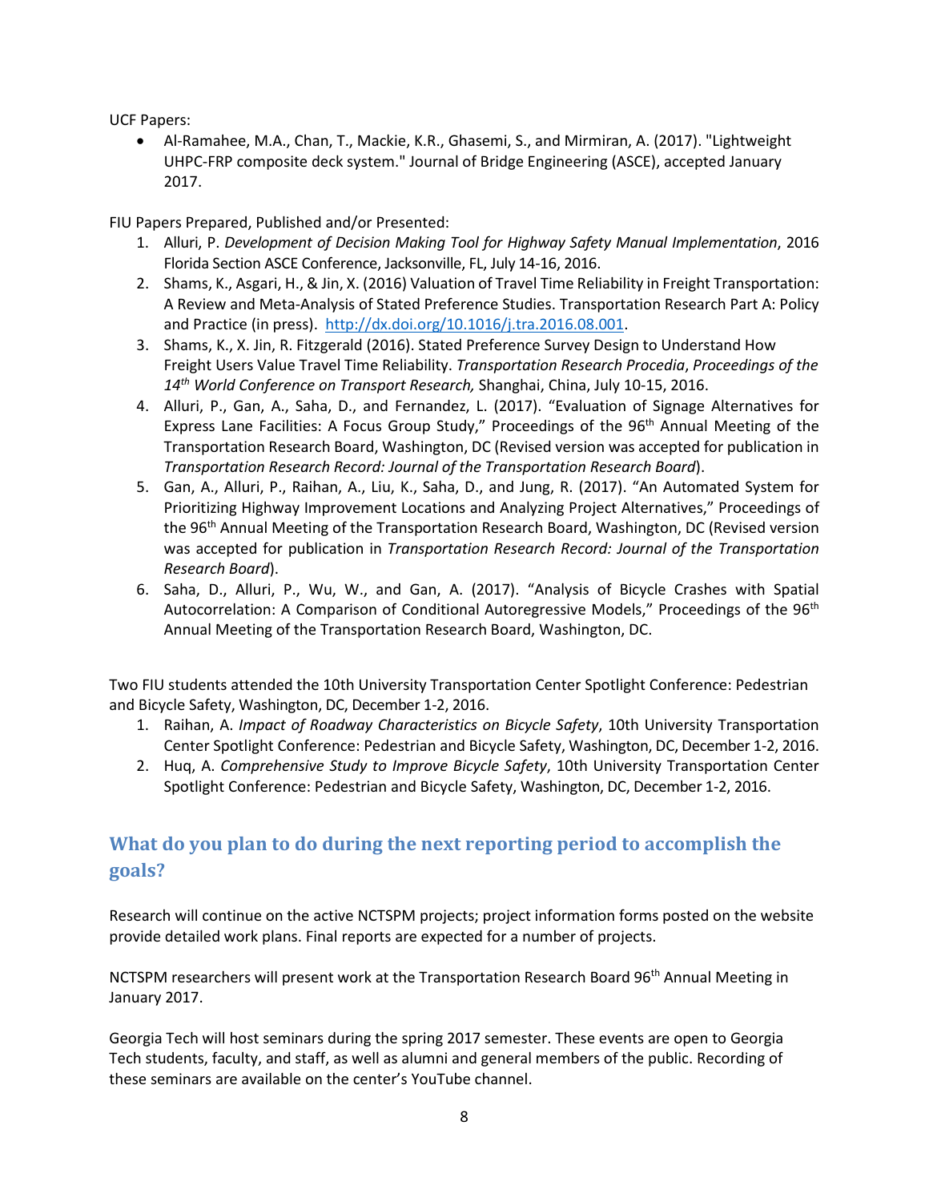UCF Papers:

- Al-Ramahee, M.A., Chan, T., Mackie, K.R., Ghasemi, S., and Mirmiran, A. (2017). "Lightweight UHPC-FRP composite deck system." Journal of Bridge Engineering (ASCE), accepted January 2017.

FIU Papers Prepared, Published and/or Presented:

1. Alluri, P. *Development of Decision Making Tool for Highway Safety Manual Implementation*, 2016 Florida Section ASCE Conference, Jacksonville, FL, July 14-16, 2016.
2. Shams, K., Asgari, H., & Jin, X. (2016) Valuation of Travel Time Reliability in Freight Transportation: A Review and Meta-Analysis of Stated Preference Studies. Transportation Research Part A: Policy and Practice (in press). http://dx.doi.org/10.1016/j.tra.2016.08.001.
3. Shams, K., X. Jin, R. Fitzgerald (2016). Stated Preference Survey Design to Understand How Freight Users Value Travel Time Reliability. *Transportation Research Procedia*, *Proceedings of the 14th World Conference on Transport Research,* Shanghai, China, July 10-15, 2016.
4. Alluri, P., Gan, A., Saha, D., and Fernandez, L. (2017). "Evaluation of Signage Alternatives for Express Lane Facilities: A Focus Group Study," Proceedings of the 96th Annual Meeting of the Transportation Research Board, Washington, DC (Revised version was accepted for publication in *Transportation Research Record: Journal of the Transportation Research Board*).
5. Gan, A., Alluri, P., Raihan, A., Liu, K., Saha, D., and Jung, R. (2017). "An Automated System for Prioritizing Highway Improvement Locations and Analyzing Project Alternatives," Proceedings of the 96th Annual Meeting of the Transportation Research Board, Washington, DC (Revised version was accepted for publication in *Transportation Research Record: Journal of the Transportation Research Board*).
6. Saha, D., Alluri, P., Wu, W., and Gan, A. (2017). "Analysis of Bicycle Crashes with Spatial Autocorrelation: A Comparison of Conditional Autoregressive Models," Proceedings of the 96th Annual Meeting of the Transportation Research Board, Washington, DC.

Two FIU students attended the 10th University Transportation Center Spotlight Conference: Pedestrian and Bicycle Safety, Washington, DC, December 1-2, 2016.

1. Raihan, A. *Impact of Roadway Characteristics on Bicycle Safety*, 10th University Transportation Center Spotlight Conference: Pedestrian and Bicycle Safety, Washington, DC, December 1-2, 2016.
2. Huq, A. *Comprehensive Study to Improve Bicycle Safety*, 10th University Transportation Center Spotlight Conference: Pedestrian and Bicycle Safety, Washington, DC, December 1-2, 2016.

## What do you plan to do during the next reporting period to accomplish the goals?

Research will continue on the active NCTSPM projects; project information forms posted on the website provide detailed work plans. Final reports are expected for a number of projects.

NCTSPM researchers will present work at the Transportation Research Board 96th Annual Meeting in January 2017.

Georgia Tech will host seminars during the spring 2017 semester. These events are open to Georgia Tech students, faculty, and staff, as well as alumni and general members of the public. Recording of these seminars are available on the center's YouTube channel.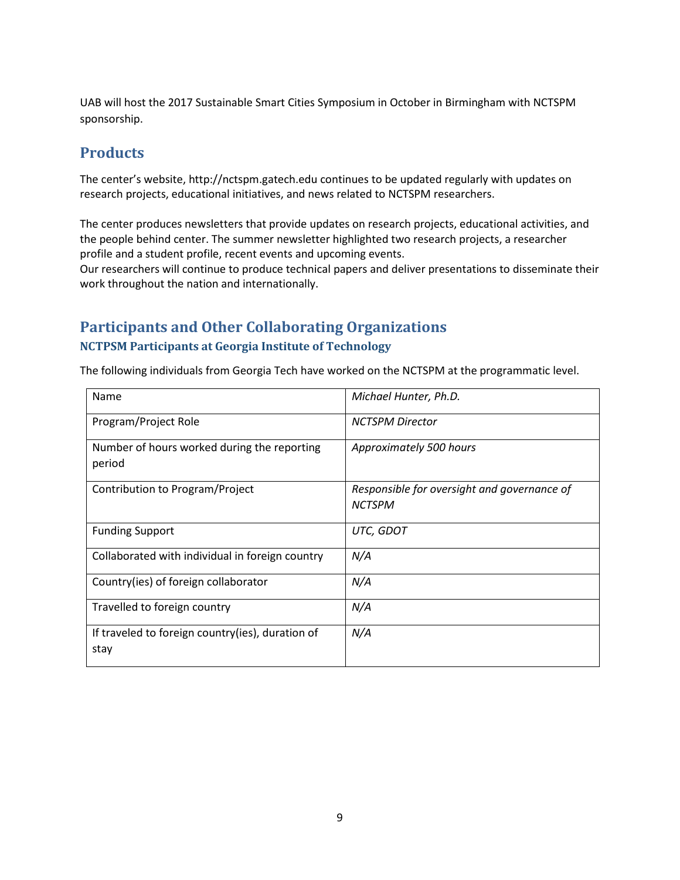UAB will host the 2017 Sustainable Smart Cities Symposium in October in Birmingham with NCTSPM sponsorship.

## Products

The center's website, http://nctspm.gatech.edu continues to be updated regularly with updates on research projects, educational initiatives, and news related to NCTSPM researchers.

The center produces newsletters that provide updates on research projects, educational activities, and the people behind center. The summer newsletter highlighted two research projects, a researcher profile and a student profile, recent events and upcoming events.
Our researchers will continue to produce technical papers and deliver presentations to disseminate their work throughout the nation and internationally.

## Participants and Other Collaborating Organizations

### NCTPSM Participants at Georgia Institute of Technology

The following individuals from Georgia Tech have worked on the NCTSPM at the programmatic level.

| Name | *Michael Hunter, Ph.D.* |
|---|---|
| Program/Project Role | *NCTSPM Director* |
| Number of hours worked during the reporting period | *Approximately 500 hours* |
| Contribution to Program/Project | *Responsible for oversight and governance of NCTSPM* |
| Funding Support | *UTC, GDOT* |
| Collaborated with individual in foreign country | *N/A* |
| Country(ies) of foreign collaborator | *N/A* |
| Travelled to foreign country | *N/A* |
| If traveled to foreign country(ies), duration of stay | *N/A* |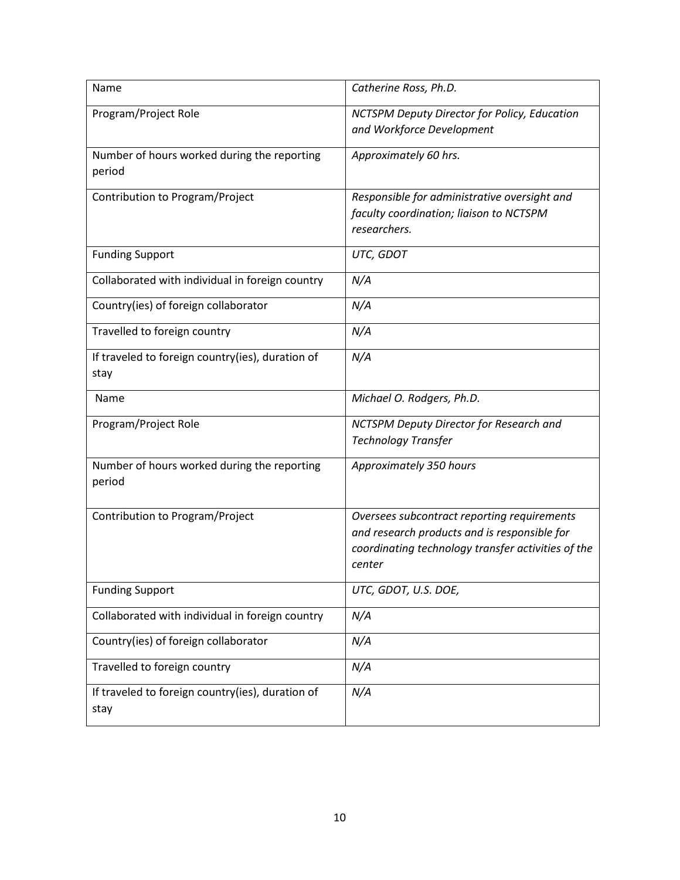| Name | *Catherine Ross, Ph.D.* |
|---|---|
| Program/Project Role | *NCTSPM Deputy Director for Policy, Education and Workforce Development* |
| Number of hours worked during the reporting period | *Approximately 60 hrs.* |
| Contribution to Program/Project | *Responsible for administrative oversight and faculty coordination; liaison to NCTSPM researchers.* |
| Funding Support | *UTC, GDOT* |
| Collaborated with individual in foreign country | *N/A* |
| Country(ies) of foreign collaborator | *N/A* |
| Travelled to foreign country | *N/A* |
| If traveled to foreign country(ies), duration of stay | *N/A* |
| Name | *Michael O. Rodgers, Ph.D.* |
| Program/Project Role | *NCTSPM Deputy Director for Research and Technology Transfer* |
| Number of hours worked during the reporting period | *Approximately 350 hours* |
| Contribution to Program/Project | *Oversees subcontract reporting requirements and research products and is responsible for coordinating technology transfer activities of the center* |
| Funding Support | *UTC, GDOT, U.S. DOE,* |
| Collaborated with individual in foreign country | *N/A* |
| Country(ies) of foreign collaborator | *N/A* |
| Travelled to foreign country | *N/A* |
| If traveled to foreign country(ies), duration of stay | *N/A* |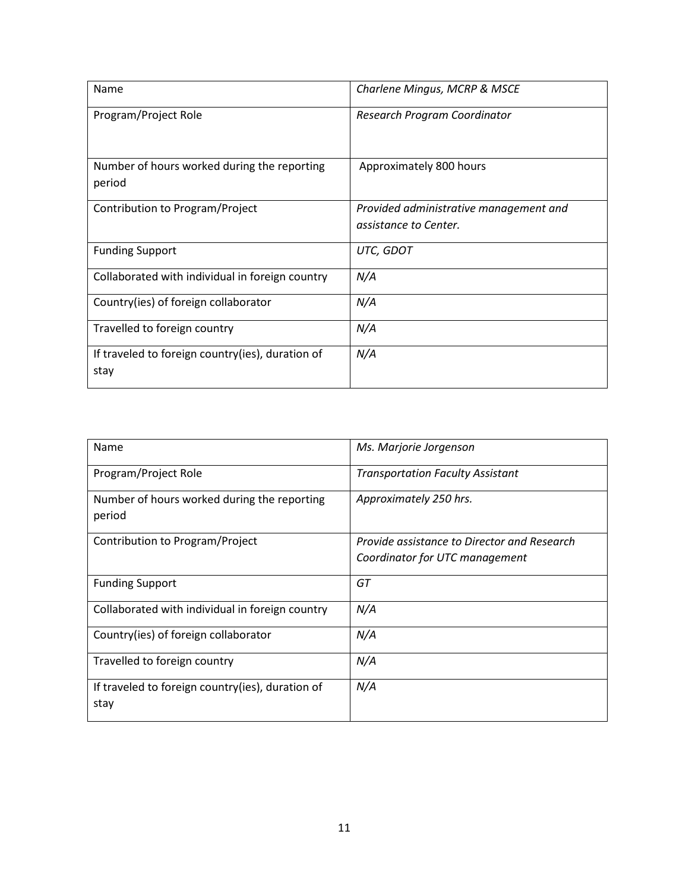| Name | *Charlene Mingus, MCRP & MSCE* |
|---|---|
| Program/Project Role | *Research Program Coordinator* |
| Number of hours worked during the reporting period | Approximately 800 hours |
| Contribution to Program/Project | *Provided administrative management and assistance to Center.* |
| Funding Support | *UTC, GDOT* |
| Collaborated with individual in foreign country | *N/A* |
| Country(ies) of foreign collaborator | *N/A* |
| Travelled to foreign country | *N/A* |
| If traveled to foreign country(ies), duration of stay | *N/A* |

| Name | *Ms. Marjorie Jorgenson* |
|---|---|
| Program/Project Role | *Transportation Faculty Assistant* |
| Number of hours worked during the reporting period | *Approximately 250 hrs.* |
| Contribution to Program/Project | *Provide assistance to Director and Research Coordinator for UTC management* |
| Funding Support | *GT* |
| Collaborated with individual in foreign country | *N/A* |
| Country(ies) of foreign collaborator | *N/A* |
| Travelled to foreign country | *N/A* |
| If traveled to foreign country(ies), duration of stay | *N/A* |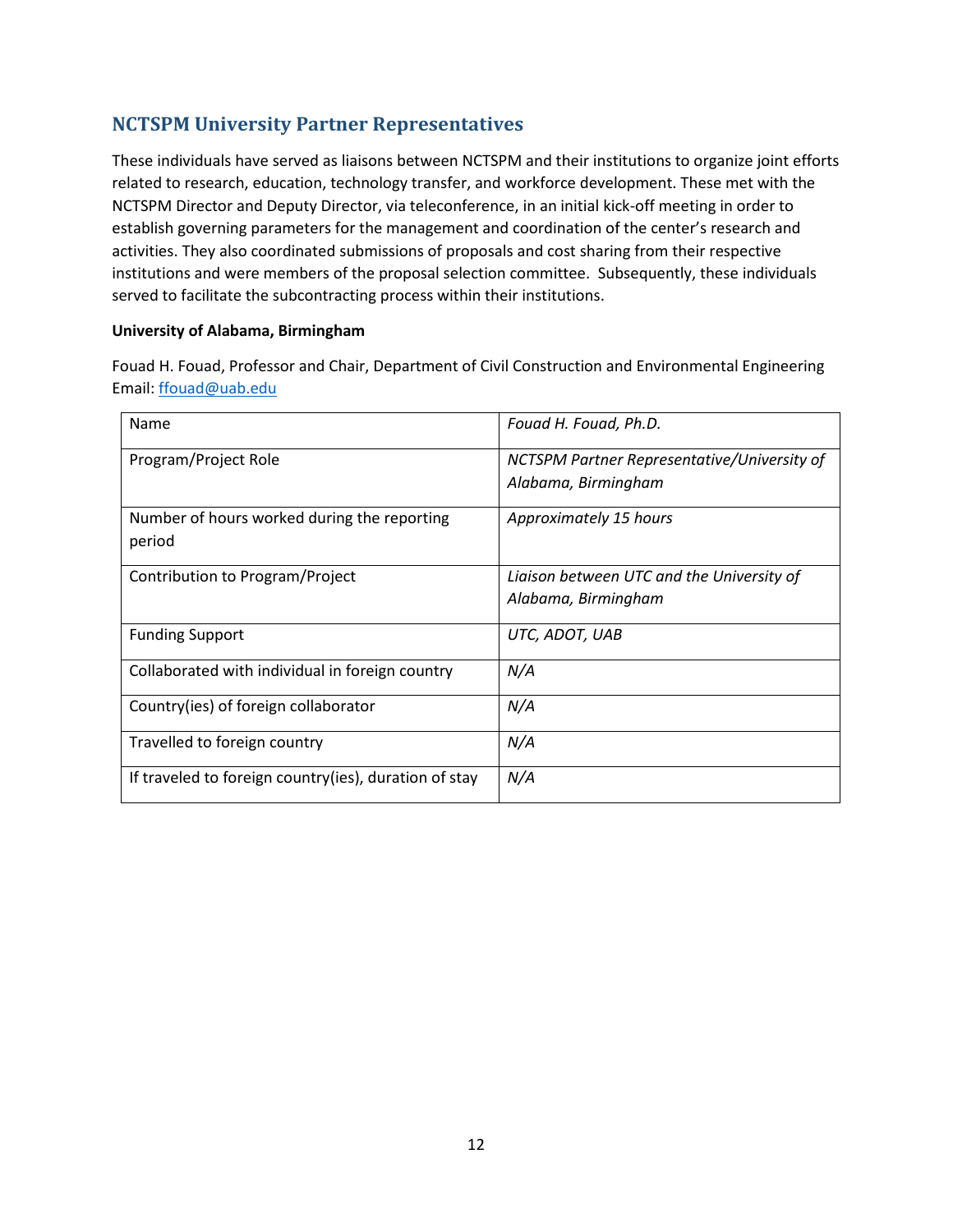## NCTSPM University Partner Representatives

These individuals have served as liaisons between NCTSPM and their institutions to organize joint efforts related to research, education, technology transfer, and workforce development. These met with the NCTSPM Director and Deputy Director, via teleconference, in an initial kick-off meeting in order to establish governing parameters for the management and coordination of the center's research and activities. They also coordinated submissions of proposals and cost sharing from their respective institutions and were members of the proposal selection committee. Subsequently, these individuals served to facilitate the subcontracting process within their institutions.

**University of Alabama, Birmingham**

Fouad H. Fouad, Professor and Chair, Department of Civil Construction and Environmental Engineering
Email: ffouad@uab.edu

| Name | *Fouad H. Fouad, Ph.D.* |
|---|---|
| Program/Project Role | *NCTSPM Partner Representative/University of Alabama, Birmingham* |
| Number of hours worked during the reporting period | *Approximately 15 hours* |
| Contribution to Program/Project | *Liaison between UTC and the University of Alabama, Birmingham* |
| Funding Support | *UTC, ADOT, UAB* |
| Collaborated with individual in foreign country | *N/A* |
| Country(ies) of foreign collaborator | *N/A* |
| Travelled to foreign country | *N/A* |
| If traveled to foreign country(ies), duration of stay | *N/A* |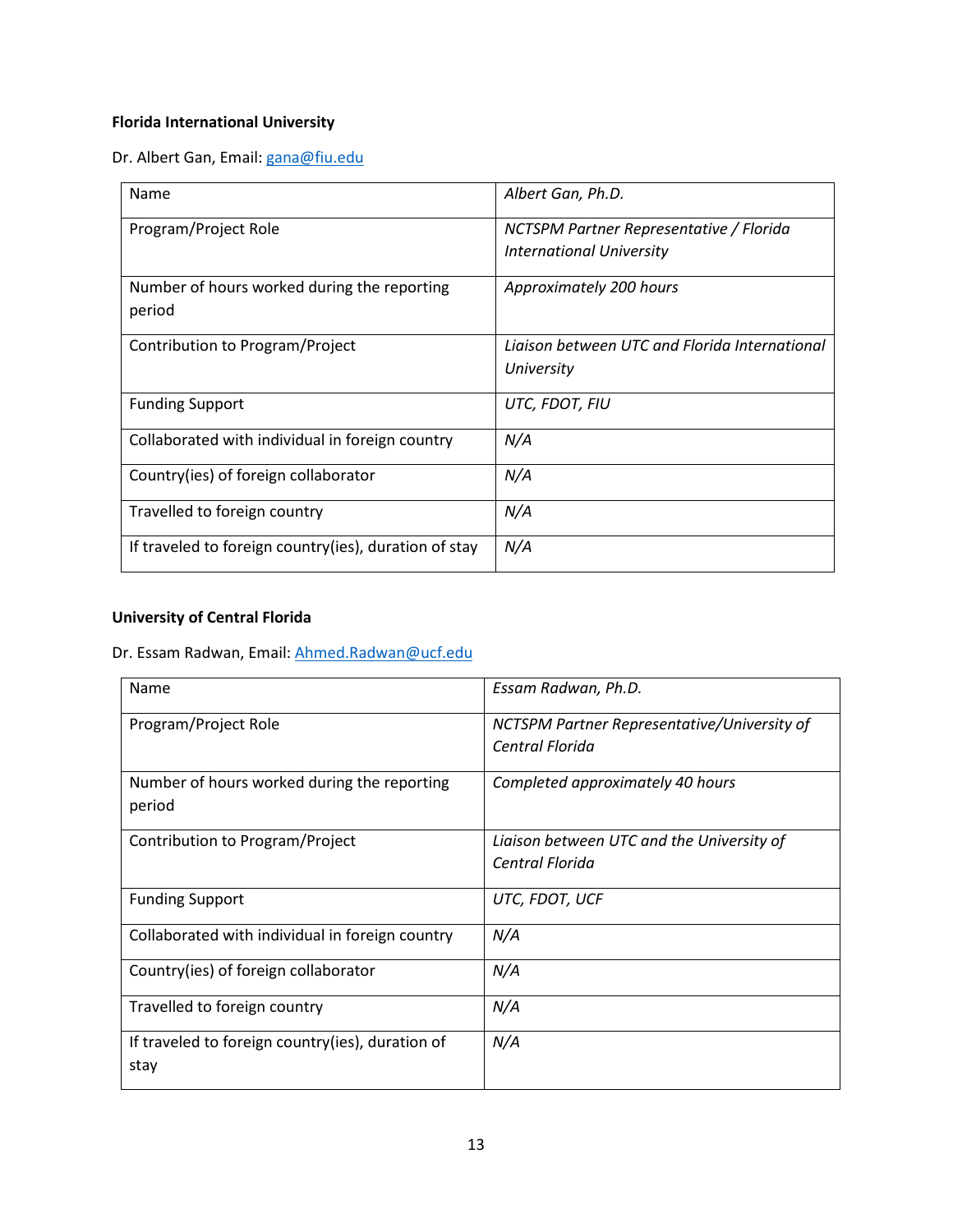**Florida International University**

Dr. Albert Gan, Email: gana@fiu.edu

| Name | *Albert Gan, Ph.D.* |
|---|---|
| Program/Project Role | *NCTSPM Partner Representative / Florida International University* |
| Number of hours worked during the reporting period | *Approximately 200 hours* |
| Contribution to Program/Project | *Liaison between UTC and Florida International University* |
| Funding Support | *UTC, FDOT, FIU* |
| Collaborated with individual in foreign country | *N/A* |
| Country(ies) of foreign collaborator | *N/A* |
| Travelled to foreign country | *N/A* |
| If traveled to foreign country(ies), duration of stay | *N/A* |

**University of Central Florida**

Dr. Essam Radwan, Email: Ahmed.Radwan@ucf.edu

| Name | *Essam Radwan, Ph.D.* |
|---|---|
| Program/Project Role | *NCTSPM Partner Representative/University of Central Florida* |
| Number of hours worked during the reporting period | *Completed approximately 40 hours* |
| Contribution to Program/Project | *Liaison between UTC and the University of Central Florida* |
| Funding Support | *UTC, FDOT, UCF* |
| Collaborated with individual in foreign country | *N/A* |
| Country(ies) of foreign collaborator | *N/A* |
| Travelled to foreign country | *N/A* |
| If traveled to foreign country(ies), duration of stay | *N/A* |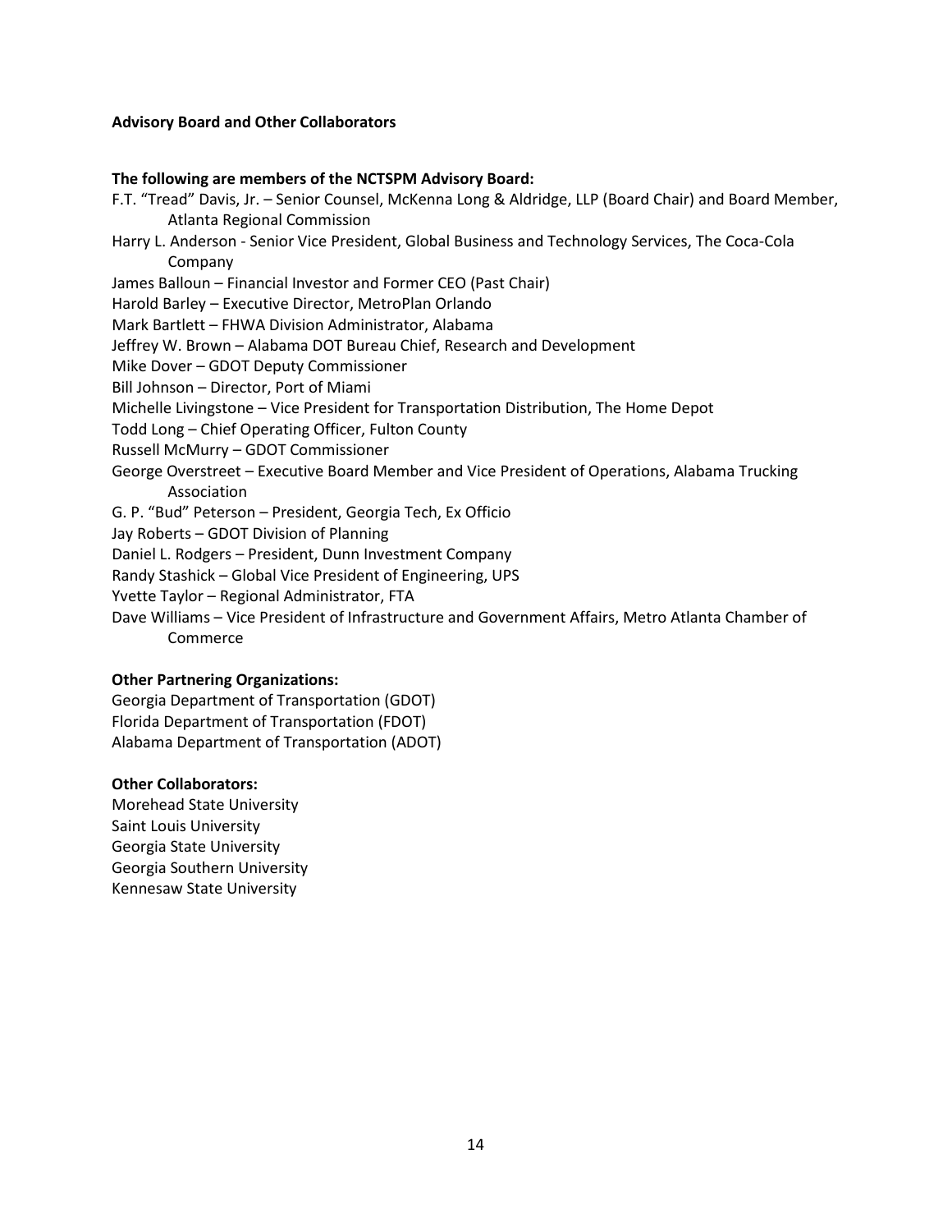**Advisory Board and Other Collaborators**

**The following are members of the NCTSPM Advisory Board:**

F.T. "Tread" Davis, Jr. – Senior Counsel, McKenna Long & Aldridge, LLP (Board Chair) and Board Member, Atlanta Regional Commission
Harry L. Anderson - Senior Vice President, Global Business and Technology Services, The Coca-Cola Company
James Balloun – Financial Investor and Former CEO (Past Chair)
Harold Barley – Executive Director, MetroPlan Orlando
Mark Bartlett – FHWA Division Administrator, Alabama
Jeffrey W. Brown – Alabama DOT Bureau Chief, Research and Development
Mike Dover – GDOT Deputy Commissioner
Bill Johnson – Director, Port of Miami
Michelle Livingstone – Vice President for Transportation Distribution, The Home Depot
Todd Long – Chief Operating Officer, Fulton County
Russell McMurry – GDOT Commissioner
George Overstreet – Executive Board Member and Vice President of Operations, Alabama Trucking Association
G. P. "Bud" Peterson – President, Georgia Tech, Ex Officio
Jay Roberts – GDOT Division of Planning
Daniel L. Rodgers – President, Dunn Investment Company
Randy Stashick – Global Vice President of Engineering, UPS
Yvette Taylor – Regional Administrator, FTA
Dave Williams – Vice President of Infrastructure and Government Affairs, Metro Atlanta Chamber of Commerce

**Other Partnering Organizations:**

Georgia Department of Transportation (GDOT)
Florida Department of Transportation (FDOT)
Alabama Department of Transportation (ADOT)

**Other Collaborators:**

Morehead State University
Saint Louis University
Georgia State University
Georgia Southern University
Kennesaw State University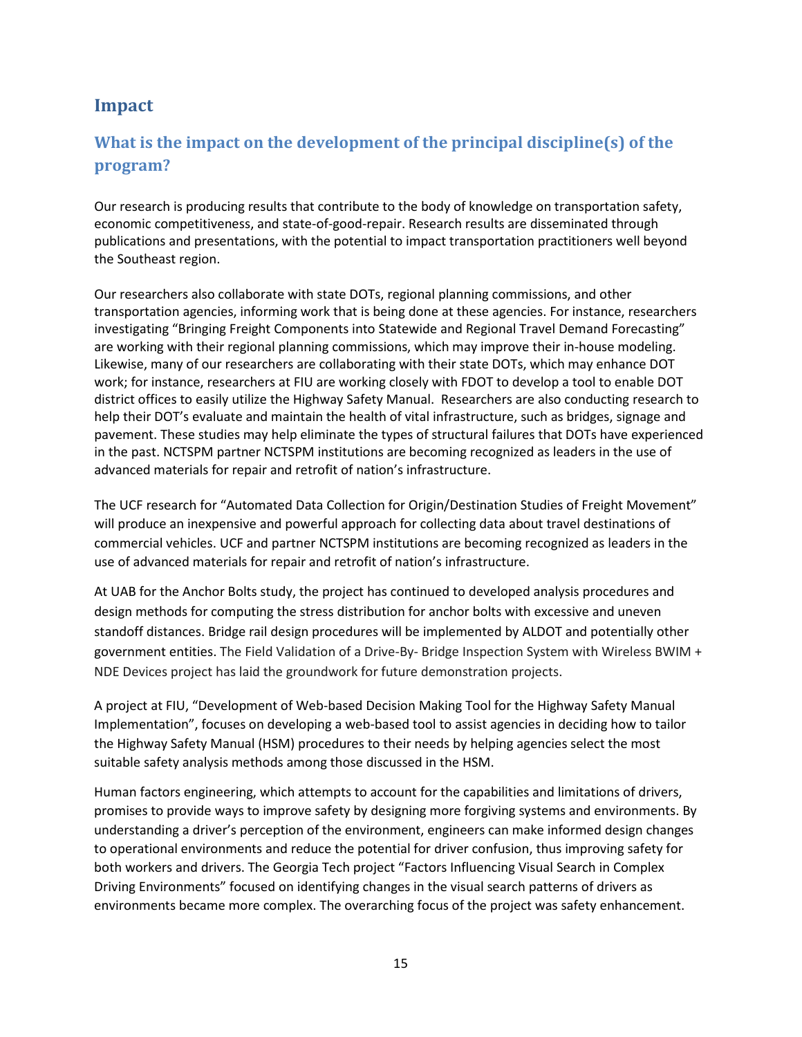# Impact

## What is the impact on the development of the principal discipline(s) of the program?

Our research is producing results that contribute to the body of knowledge on transportation safety, economic competitiveness, and state-of-good-repair. Research results are disseminated through publications and presentations, with the potential to impact transportation practitioners well beyond the Southeast region.

Our researchers also collaborate with state DOTs, regional planning commissions, and other transportation agencies, informing work that is being done at these agencies. For instance, researchers investigating "Bringing Freight Components into Statewide and Regional Travel Demand Forecasting" are working with their regional planning commissions, which may improve their in-house modeling. Likewise, many of our researchers are collaborating with their state DOTs, which may enhance DOT work; for instance, researchers at FIU are working closely with FDOT to develop a tool to enable DOT district offices to easily utilize the Highway Safety Manual. Researchers are also conducting research to help their DOT's evaluate and maintain the health of vital infrastructure, such as bridges, signage and pavement. These studies may help eliminate the types of structural failures that DOTs have experienced in the past. NCTSPM partner NCTSPM institutions are becoming recognized as leaders in the use of advanced materials for repair and retrofit of nation's infrastructure.

The UCF research for "Automated Data Collection for Origin/Destination Studies of Freight Movement" will produce an inexpensive and powerful approach for collecting data about travel destinations of commercial vehicles. UCF and partner NCTSPM institutions are becoming recognized as leaders in the use of advanced materials for repair and retrofit of nation's infrastructure.

At UAB for the Anchor Bolts study, the project has continued to developed analysis procedures and design methods for computing the stress distribution for anchor bolts with excessive and uneven standoff distances. Bridge rail design procedures will be implemented by ALDOT and potentially other government entities. The Field Validation of a Drive-By- Bridge Inspection System with Wireless BWIM + NDE Devices project has laid the groundwork for future demonstration projects.

A project at FIU, "Development of Web-based Decision Making Tool for the Highway Safety Manual Implementation", focuses on developing a web-based tool to assist agencies in deciding how to tailor the Highway Safety Manual (HSM) procedures to their needs by helping agencies select the most suitable safety analysis methods among those discussed in the HSM.

Human factors engineering, which attempts to account for the capabilities and limitations of drivers, promises to provide ways to improve safety by designing more forgiving systems and environments. By understanding a driver's perception of the environment, engineers can make informed design changes to operational environments and reduce the potential for driver confusion, thus improving safety for both workers and drivers. The Georgia Tech project "Factors Influencing Visual Search in Complex Driving Environments" focused on identifying changes in the visual search patterns of drivers as environments became more complex. The overarching focus of the project was safety enhancement.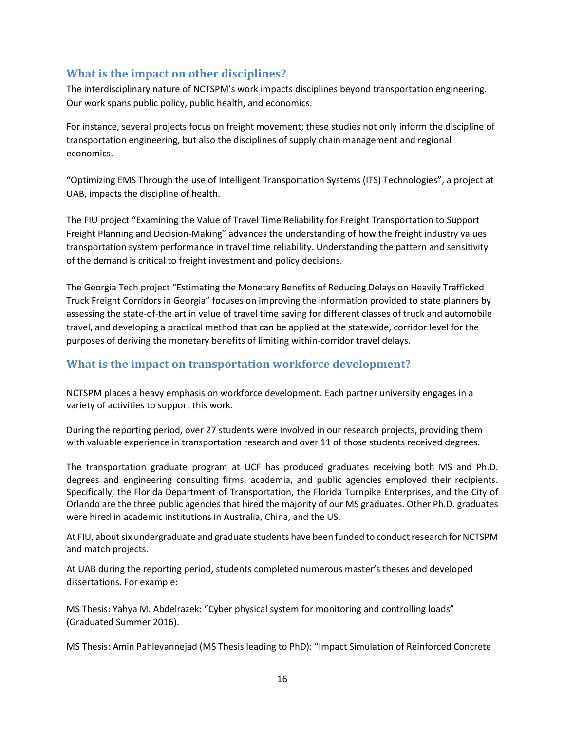## What is the impact on other disciplines?

The interdisciplinary nature of NCTSPM's work impacts disciplines beyond transportation engineering. Our work spans public policy, public health, and economics.

For instance, several projects focus on freight movement; these studies not only inform the discipline of transportation engineering, but also the disciplines of supply chain management and regional economics.

"Optimizing EMS Through the use of Intelligent Transportation Systems (ITS) Technologies", a project at UAB, impacts the discipline of health.

The FIU project "Examining the Value of Travel Time Reliability for Freight Transportation to Support Freight Planning and Decision-Making" advances the understanding of how the freight industry values transportation system performance in travel time reliability. Understanding the pattern and sensitivity of the demand is critical to freight investment and policy decisions.

The Georgia Tech project "Estimating the Monetary Benefits of Reducing Delays on Heavily Trafficked Truck Freight Corridors in Georgia" focuses on improving the information provided to state planners by assessing the state-of-the art in value of travel time saving for different classes of truck and automobile travel, and developing a practical method that can be applied at the statewide, corridor level for the purposes of deriving the monetary benefits of limiting within-corridor travel delays.

## What is the impact on transportation workforce development?

NCTSPM places a heavy emphasis on workforce development. Each partner university engages in a variety of activities to support this work.

During the reporting period, over 27 students were involved in our research projects, providing them with valuable experience in transportation research and over 11 of those students received degrees.

The transportation graduate program at UCF has produced graduates receiving both MS and Ph.D. degrees and engineering consulting firms, academia, and public agencies employed their recipients. Specifically, the Florida Department of Transportation, the Florida Turnpike Enterprises, and the City of Orlando are the three public agencies that hired the majority of our MS graduates. Other Ph.D. graduates were hired in academic institutions in Australia, China, and the US.

At FIU, about six undergraduate and graduate students have been funded to conduct research for NCTSPM and match projects.

At UAB during the reporting period, students completed numerous master's theses and developed dissertations. For example:

MS Thesis: Yahya M. Abdelrazek: "Cyber physical system for monitoring and controlling loads" (Graduated Summer 2016).

MS Thesis: Amin Pahlevannejad (MS Thesis leading to PhD): "Impact Simulation of Reinforced Concrete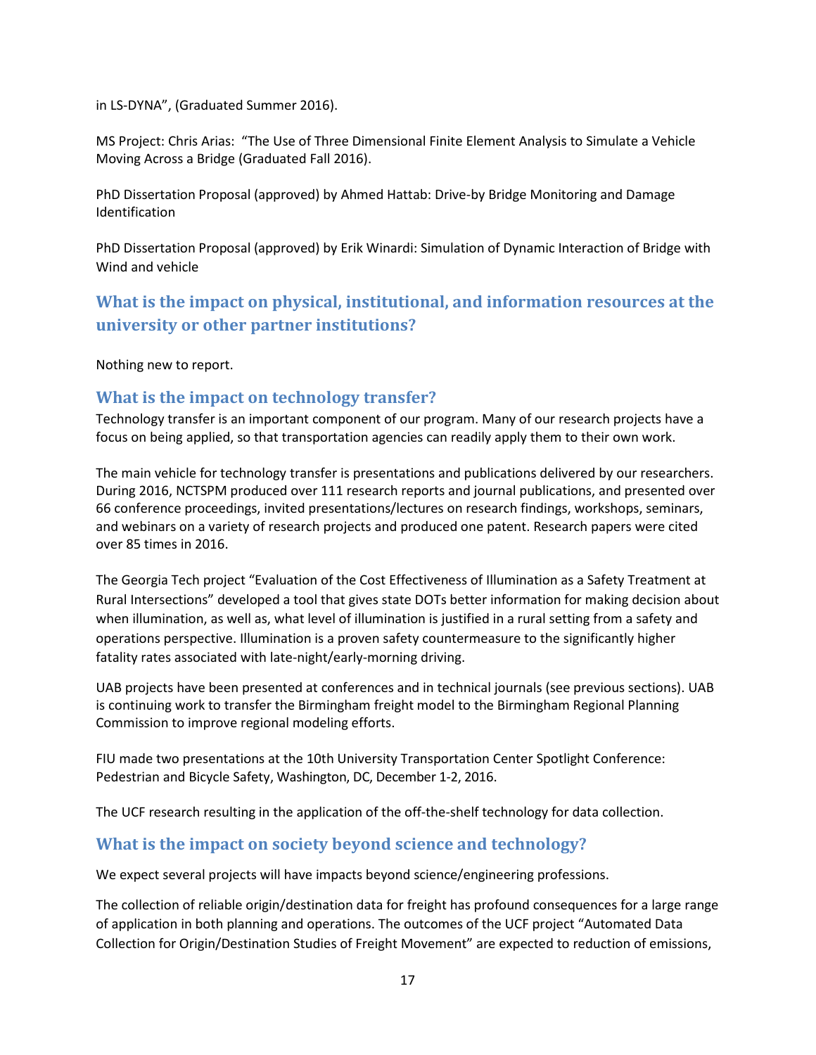in LS-DYNA", (Graduated Summer 2016).

MS Project: Chris Arias: "The Use of Three Dimensional Finite Element Analysis to Simulate a Vehicle Moving Across a Bridge (Graduated Fall 2016).

PhD Dissertation Proposal (approved) by Ahmed Hattab: Drive-by Bridge Monitoring and Damage Identification

PhD Dissertation Proposal (approved) by Erik Winardi: Simulation of Dynamic Interaction of Bridge with Wind and vehicle

## What is the impact on physical, institutional, and information resources at the university or other partner institutions?

Nothing new to report.

### What is the impact on technology transfer?

Technology transfer is an important component of our program. Many of our research projects have a focus on being applied, so that transportation agencies can readily apply them to their own work.

The main vehicle for technology transfer is presentations and publications delivered by our researchers. During 2016, NCTSPM produced over 111 research reports and journal publications, and presented over 66 conference proceedings, invited presentations/lectures on research findings, workshops, seminars, and webinars on a variety of research projects and produced one patent. Research papers were cited over 85 times in 2016.

The Georgia Tech project "Evaluation of the Cost Effectiveness of Illumination as a Safety Treatment at Rural Intersections" developed a tool that gives state DOTs better information for making decision about when illumination, as well as, what level of illumination is justified in a rural setting from a safety and operations perspective. Illumination is a proven safety countermeasure to the significantly higher fatality rates associated with late-night/early-morning driving.

UAB projects have been presented at conferences and in technical journals (see previous sections). UAB is continuing work to transfer the Birmingham freight model to the Birmingham Regional Planning Commission to improve regional modeling efforts.

FIU made two presentations at the 10th University Transportation Center Spotlight Conference: Pedestrian and Bicycle Safety, Washington, DC, December 1-2, 2016.

The UCF research resulting in the application of the off-the-shelf technology for data collection.

### What is the impact on society beyond science and technology?

We expect several projects will have impacts beyond science/engineering professions.

The collection of reliable origin/destination data for freight has profound consequences for a large range of application in both planning and operations. The outcomes of the UCF project "Automated Data Collection for Origin/Destination Studies of Freight Movement" are expected to reduction of emissions,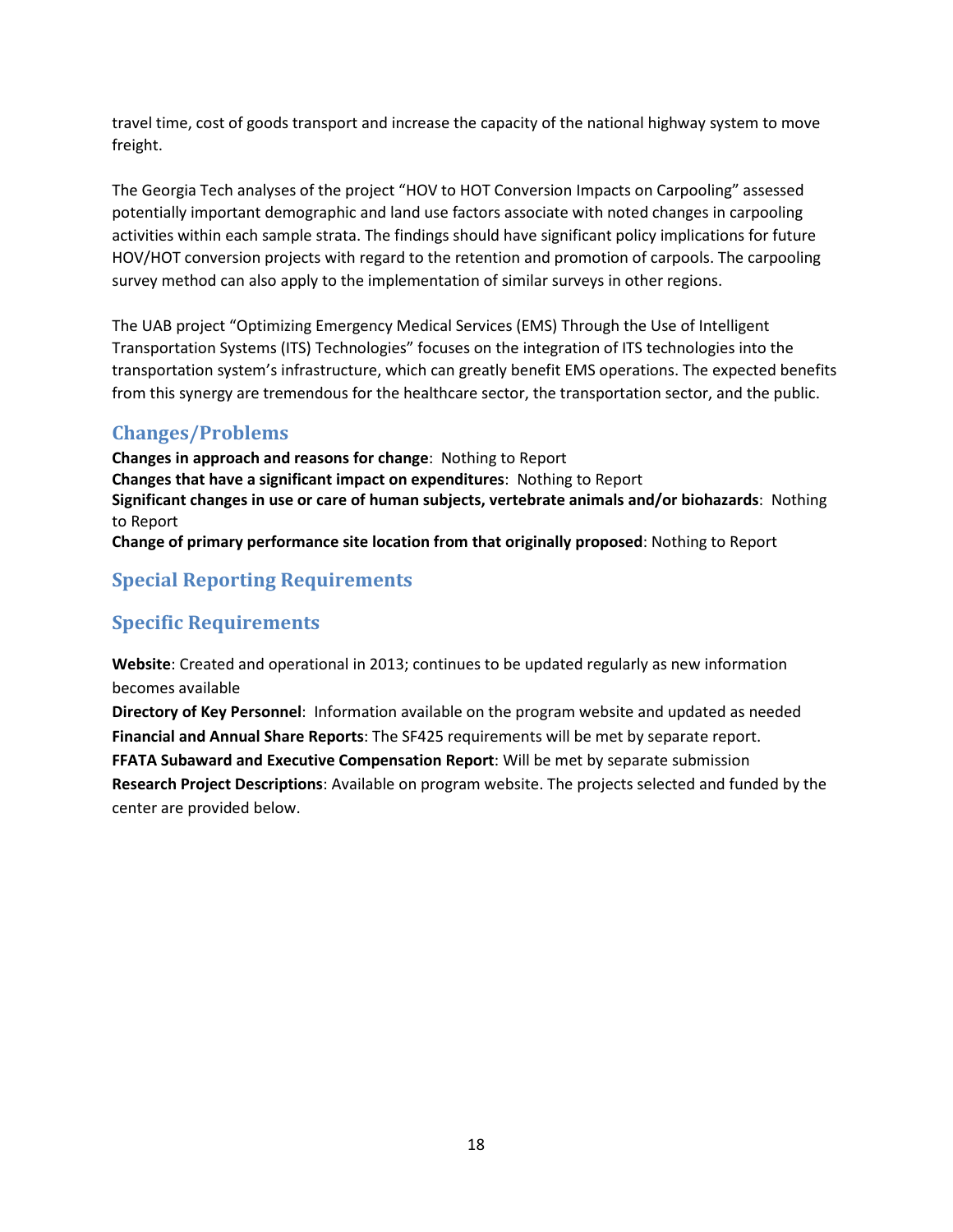travel time, cost of goods transport and increase the capacity of the national highway system to move freight.

The Georgia Tech analyses of the project "HOV to HOT Conversion Impacts on Carpooling" assessed potentially important demographic and land use factors associate with noted changes in carpooling activities within each sample strata. The findings should have significant policy implications for future HOV/HOT conversion projects with regard to the retention and promotion of carpools. The carpooling survey method can also apply to the implementation of similar surveys in other regions.

The UAB project "Optimizing Emergency Medical Services (EMS) Through the Use of Intelligent Transportation Systems (ITS) Technologies" focuses on the integration of ITS technologies into the transportation system's infrastructure, which can greatly benefit EMS operations. The expected benefits from this synergy are tremendous for the healthcare sector, the transportation sector, and the public.

## Changes/Problems

**Changes in approach and reasons for change**: Nothing to Report
**Changes that have a significant impact on expenditures**: Nothing to Report
**Significant changes in use or care of human subjects, vertebrate animals and/or biohazards**: Nothing to Report
**Change of primary performance site location from that originally proposed**: Nothing to Report

## Special Reporting Requirements

## Specific Requirements

**Website**: Created and operational in 2013; continues to be updated regularly as new information becomes available
**Directory of Key Personnel**: Information available on the program website and updated as needed
**Financial and Annual Share Reports**: The SF425 requirements will be met by separate report.
**FFATA Subaward and Executive Compensation Report**: Will be met by separate submission
**Research Project Descriptions**: Available on program website. The projects selected and funded by the center are provided below.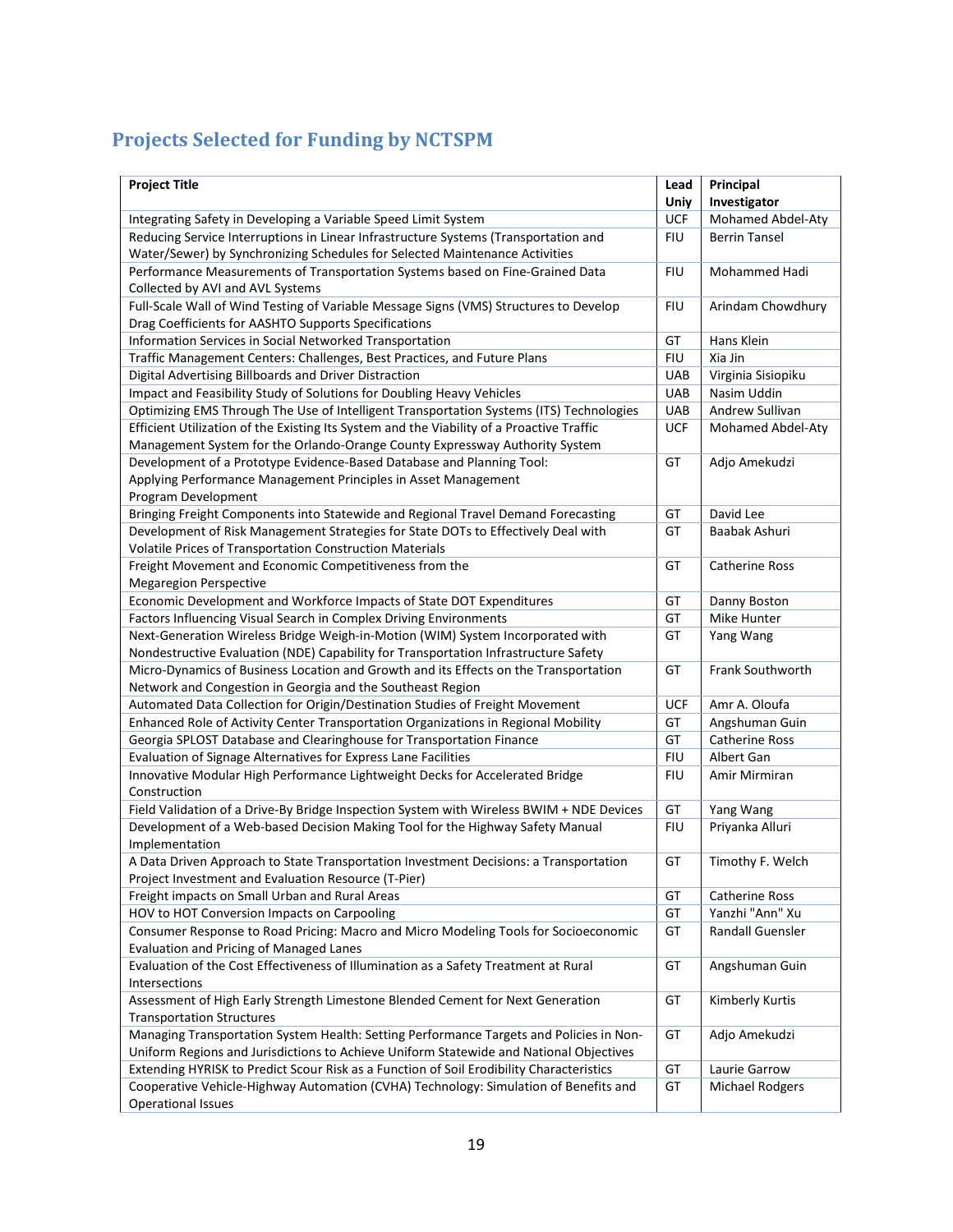## Projects Selected for Funding by NCTSPM

| Project Title | Lead Univ | Principal Investigator |
|---|---|---|
| Integrating Safety in Developing a Variable Speed Limit System | UCF | Mohamed Abdel-Aty |
| Reducing Service Interruptions in Linear Infrastructure Systems (Transportation and Water/Sewer) by Synchronizing Schedules for Selected Maintenance Activities | FIU | Berrin Tansel |
| Performance Measurements of Transportation Systems based on Fine-Grained Data Collected by AVI and AVL Systems | FIU | Mohammed Hadi |
| Full-Scale Wall of Wind Testing of Variable Message Signs (VMS) Structures to Develop Drag Coefficients for AASHTO Supports Specifications | FIU | Arindam Chowdhury |
| Information Services in Social Networked Transportation | GT | Hans Klein |
| Traffic Management Centers: Challenges, Best Practices, and Future Plans | FIU | Xia Jin |
| Digital Advertising Billboards and Driver Distraction | UAB | Virginia Sisiopiku |
| Impact and Feasibility Study of Solutions for Doubling Heavy Vehicles | UAB | Nasim Uddin |
| Optimizing EMS Through The Use of Intelligent Transportation Systems (ITS) Technologies | UAB | Andrew Sullivan |
| Efficient Utilization of the Existing Its System and the Viability of a Proactive Traffic Management System for the Orlando-Orange County Expressway Authority System | UCF | Mohamed Abdel-Aty |
| Development of a Prototype Evidence-Based Database and Planning Tool: Applying Performance Management Principles in Asset Management Program Development | GT | Adjo Amekudzi |
| Bringing Freight Components into Statewide and Regional Travel Demand Forecasting | GT | David Lee |
| Development of Risk Management Strategies for State DOTs to Effectively Deal with Volatile Prices of Transportation Construction Materials | GT | Baabak Ashuri |
| Freight Movement and Economic Competitiveness from the Megaregion Perspective | GT | Catherine Ross |
| Economic Development and Workforce Impacts of State DOT Expenditures | GT | Danny Boston |
| Factors Influencing Visual Search in Complex Driving Environments | GT | Mike Hunter |
| Next-Generation Wireless Bridge Weigh-in-Motion (WIM) System Incorporated with Nondestructive Evaluation (NDE) Capability for Transportation Infrastructure Safety | GT | Yang Wang |
| Micro-Dynamics of Business Location and Growth and its Effects on the Transportation Network and Congestion in Georgia and the Southeast Region | GT | Frank Southworth |
| Automated Data Collection for Origin/Destination Studies of Freight Movement | UCF | Amr A. Oloufa |
| Enhanced Role of Activity Center Transportation Organizations in Regional Mobility | GT | Angshuman Guin |
| Georgia SPLOST Database and Clearinghouse for Transportation Finance | GT | Catherine Ross |
| Evaluation of Signage Alternatives for Express Lane Facilities | FIU | Albert Gan |
| Innovative Modular High Performance Lightweight Decks for Accelerated Bridge Construction | FIU | Amir Mirmiran |
| Field Validation of a Drive-By Bridge Inspection System with Wireless BWIM + NDE Devices | GT | Yang Wang |
| Development of a Web-based Decision Making Tool for the Highway Safety Manual Implementation | FIU | Priyanka Alluri |
| A Data Driven Approach to State Transportation Investment Decisions: a Transportation Project Investment and Evaluation Resource (T-Pier) | GT | Timothy F. Welch |
| Freight impacts on Small Urban and Rural Areas | GT | Catherine Ross |
| HOV to HOT Conversion Impacts on Carpooling | GT | Yanzhi "Ann" Xu |
| Consumer Response to Road Pricing: Macro and Micro Modeling Tools for Socioeconomic Evaluation and Pricing of Managed Lanes | GT | Randall Guensler |
| Evaluation of the Cost Effectiveness of Illumination as a Safety Treatment at Rural Intersections | GT | Angshuman Guin |
| Assessment of High Early Strength Limestone Blended Cement for Next Generation Transportation Structures | GT | Kimberly Kurtis |
| Managing Transportation System Health: Setting Performance Targets and Policies in Non-Uniform Regions and Jurisdictions to Achieve Uniform Statewide and National Objectives | GT | Adjo Amekudzi |
| Extending HYRISK to Predict Scour Risk as a Function of Soil Erodibility Characteristics | GT | Laurie Garrow |
| Cooperative Vehicle-Highway Automation (CVHA) Technology: Simulation of Benefits and Operational Issues | GT | Michael Rodgers |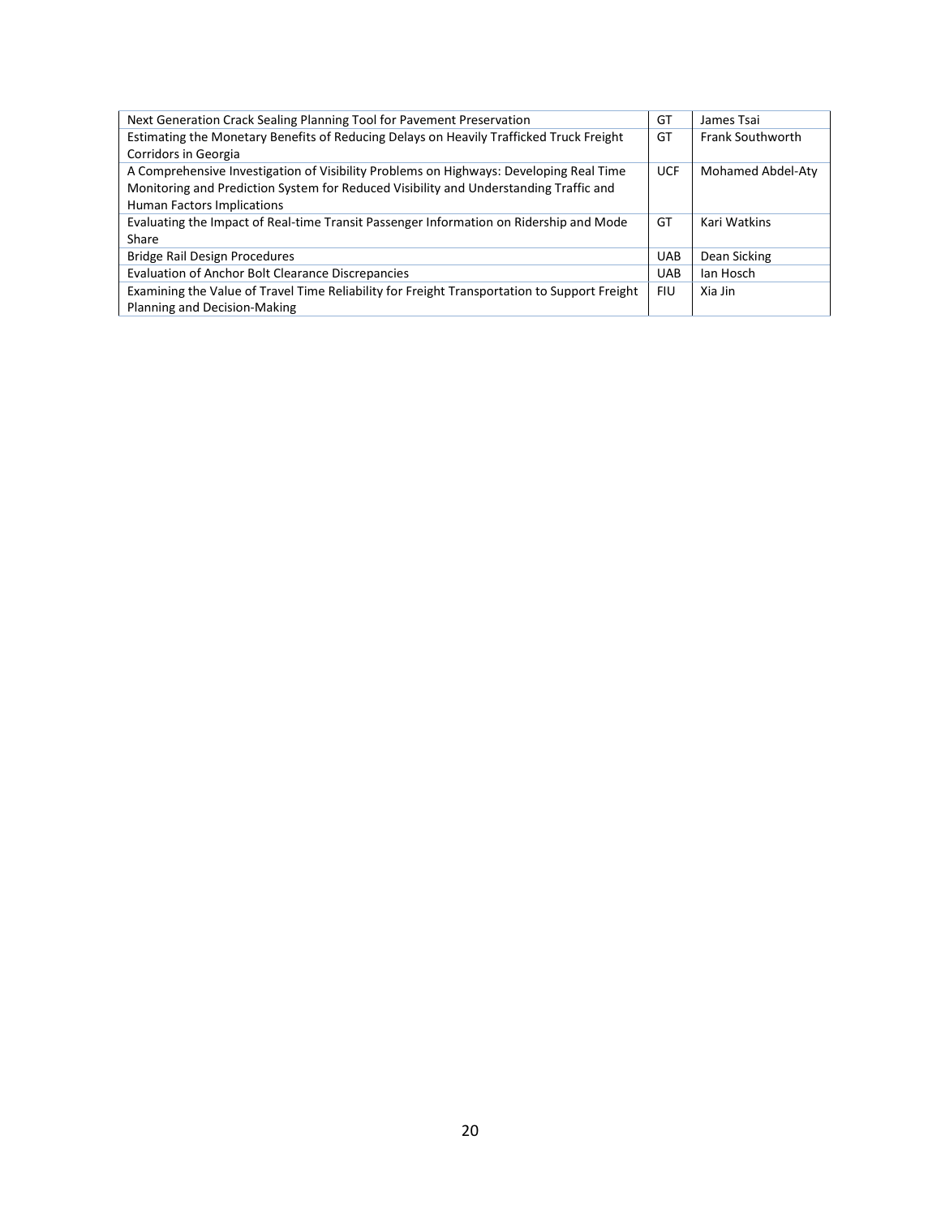| | | |
|---|---|---|
| Next Generation Crack Sealing Planning Tool for Pavement Preservation | GT | James Tsai |
| Estimating the Monetary Benefits of Reducing Delays on Heavily Trafficked Truck Freight Corridors in Georgia | GT | Frank Southworth |
| A Comprehensive Investigation of Visibility Problems on Highways: Developing Real Time Monitoring and Prediction System for Reduced Visibility and Understanding Traffic and Human Factors Implications | UCF | Mohamed Abdel-Aty |
| Evaluating the Impact of Real-time Transit Passenger Information on Ridership and Mode Share | GT | Kari Watkins |
| Bridge Rail Design Procedures | UAB | Dean Sicking |
| Evaluation of Anchor Bolt Clearance Discrepancies | UAB | Ian Hosch |
| Examining the Value of Travel Time Reliability for Freight Transportation to Support Freight Planning and Decision-Making | FIU | Xia Jin |